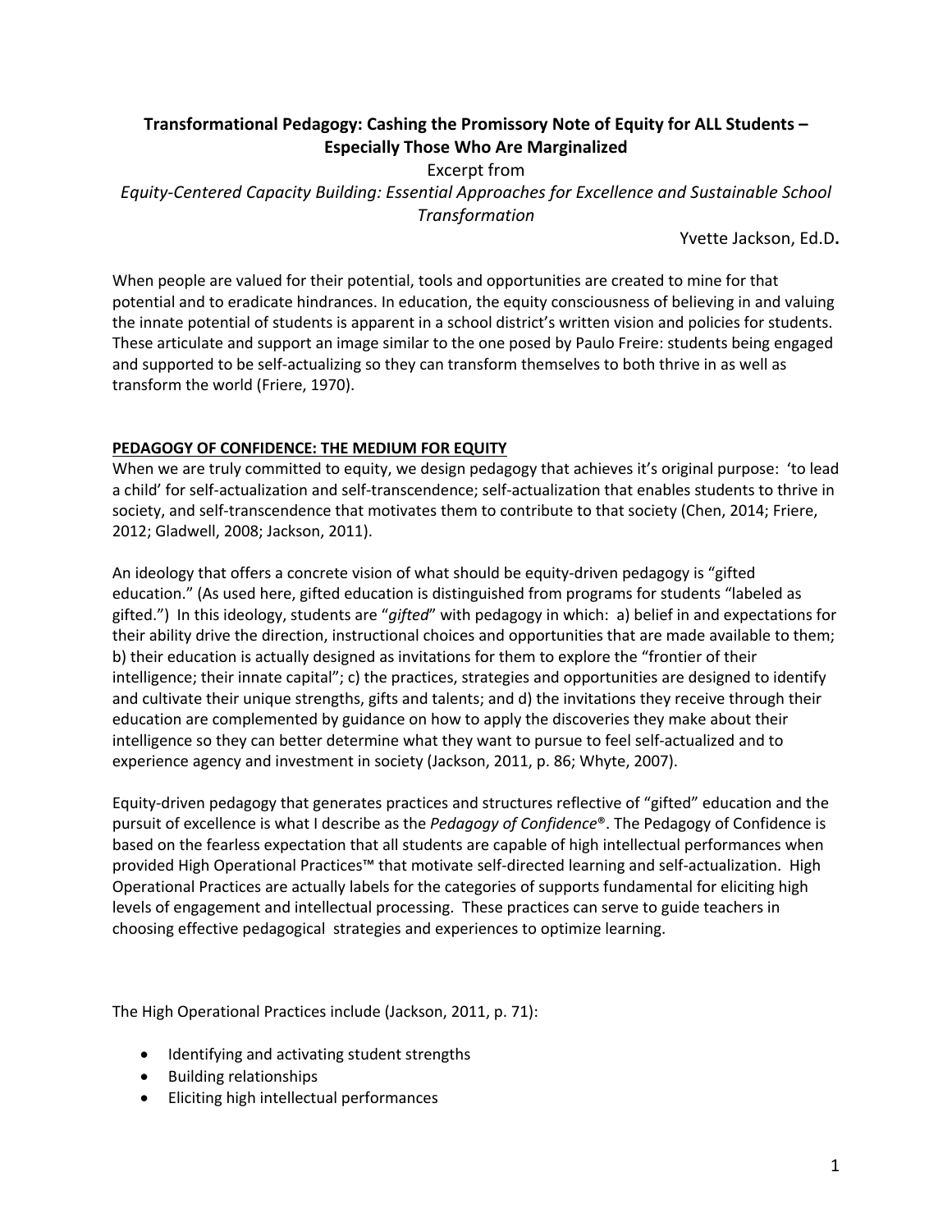# Transformational Pedagogy: Cashing the Promissory Note of Equity for ALL Students – Especially Those Who Are Marginalized

Excerpt from

*Equity-Centered Capacity Building: Essential Approaches for Excellence and Sustainable School Transformation*

Yvette Jackson, Ed.D**.**

When people are valued for their potential, tools and opportunities are created to mine for that potential and to eradicate hindrances. In education, the equity consciousness of believing in and valuing the innate potential of students is apparent in a school district's written vision and policies for students. These articulate and support an image similar to the one posed by Paulo Freire: students being engaged and supported to be self-actualizing so they can transform themselves to both thrive in as well as transform the world (Friere, 1970).

## PEDAGOGY OF CONFIDENCE: THE MEDIUM FOR EQUITY

When we are truly committed to equity, we design pedagogy that achieves it's original purpose: 'to lead a child' for self-actualization and self-transcendence; self-actualization that enables students to thrive in society, and self-transcendence that motivates them to contribute to that society (Chen, 2014; Friere, 2012; Gladwell, 2008; Jackson, 2011).

An ideology that offers a concrete vision of what should be equity-driven pedagogy is "gifted education." (As used here, gifted education is distinguished from programs for students "labeled as gifted.") In this ideology, students are "*gifted*" with pedagogy in which: a) belief in and expectations for their ability drive the direction, instructional choices and opportunities that are made available to them; b) their education is actually designed as invitations for them to explore the "frontier of their intelligence; their innate capital"; c) the practices, strategies and opportunities are designed to identify and cultivate their unique strengths, gifts and talents; and d) the invitations they receive through their education are complemented by guidance on how to apply the discoveries they make about their intelligence so they can better determine what they want to pursue to feel self-actualized and to experience agency and investment in society (Jackson, 2011, p. 86; Whyte, 2007).

Equity-driven pedagogy that generates practices and structures reflective of "gifted" education and the pursuit of excellence is what I describe as the *Pedagogy of Confidence*®. The Pedagogy of Confidence is based on the fearless expectation that all students are capable of high intellectual performances when provided High Operational Practices™ that motivate self-directed learning and self-actualization. High Operational Practices are actually labels for the categories of supports fundamental for eliciting high levels of engagement and intellectual processing. These practices can serve to guide teachers in choosing effective pedagogical strategies and experiences to optimize learning.

The High Operational Practices include (Jackson, 2011, p. 71):

- Identifying and activating student strengths
- Building relationships
- Eliciting high intellectual performances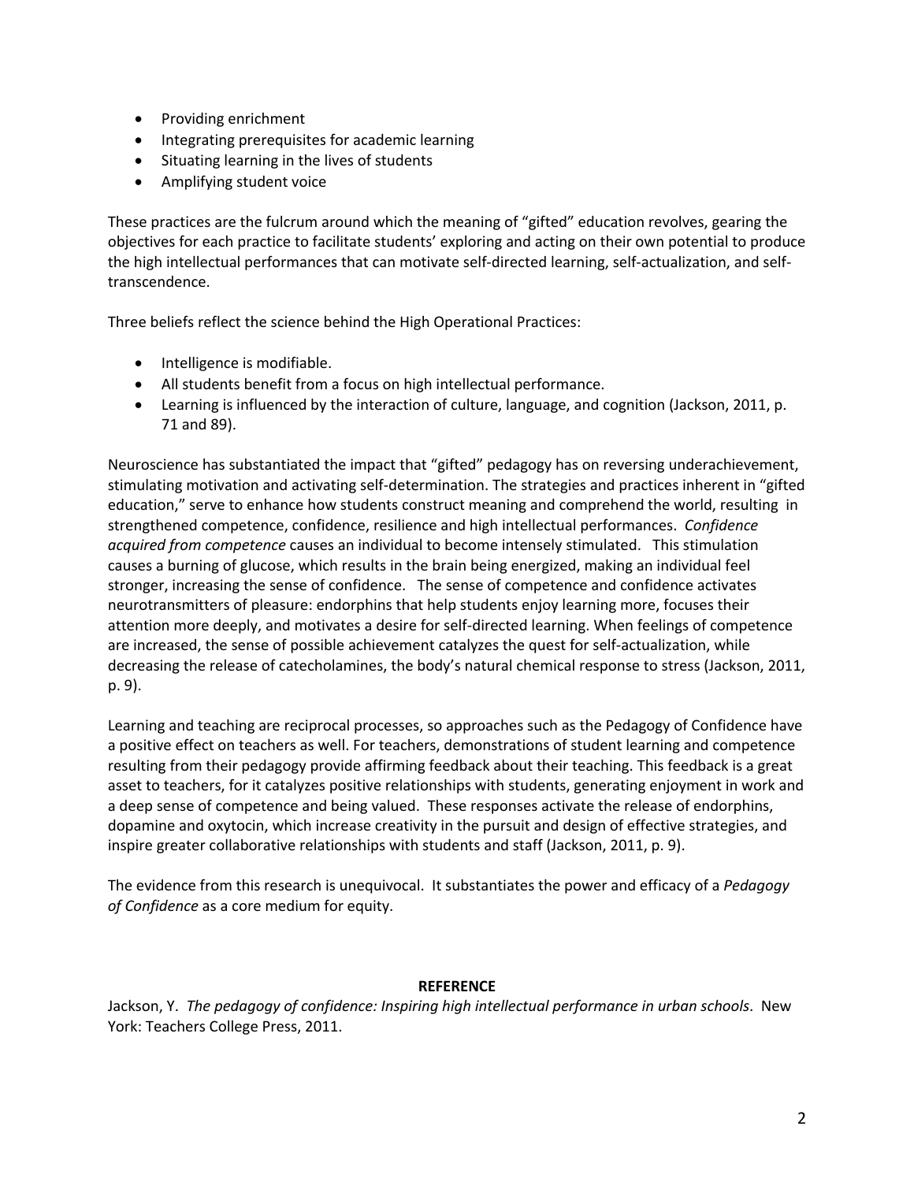- Providing enrichment
- Integrating prerequisites for academic learning
- Situating learning in the lives of students
- Amplifying student voice

These practices are the fulcrum around which the meaning of "gifted" education revolves, gearing the objectives for each practice to facilitate students' exploring and acting on their own potential to produce the high intellectual performances that can motivate self-directed learning, self-actualization, and self-transcendence.

Three beliefs reflect the science behind the High Operational Practices:

- Intelligence is modifiable.
- All students benefit from a focus on high intellectual performance.
- Learning is influenced by the interaction of culture, language, and cognition (Jackson, 2011, p. 71 and 89).

Neuroscience has substantiated the impact that "gifted" pedagogy has on reversing underachievement, stimulating motivation and activating self-determination. The strategies and practices inherent in "gifted education," serve to enhance how students construct meaning and comprehend the world, resulting in strengthened competence, confidence, resilience and high intellectual performances. *Confidence acquired from competence* causes an individual to become intensely stimulated. This stimulation causes a burning of glucose, which results in the brain being energized, making an individual feel stronger, increasing the sense of confidence. The sense of competence and confidence activates neurotransmitters of pleasure: endorphins that help students enjoy learning more, focuses their attention more deeply, and motivates a desire for self-directed learning. When feelings of competence are increased, the sense of possible achievement catalyzes the quest for self-actualization, while decreasing the release of catecholamines, the body's natural chemical response to stress (Jackson, 2011, p. 9).

Learning and teaching are reciprocal processes, so approaches such as the Pedagogy of Confidence have a positive effect on teachers as well. For teachers, demonstrations of student learning and competence resulting from their pedagogy provide affirming feedback about their teaching. This feedback is a great asset to teachers, for it catalyzes positive relationships with students, generating enjoyment in work and a deep sense of competence and being valued. These responses activate the release of endorphins, dopamine and oxytocin, which increase creativity in the pursuit and design of effective strategies, and inspire greater collaborative relationships with students and staff (Jackson, 2011, p. 9).

The evidence from this research is unequivocal. It substantiates the power and efficacy of a *Pedagogy of Confidence* as a core medium for equity.

**REFERENCE**

Jackson, Y. *The pedagogy of confidence: Inspiring high intellectual performance in urban schools*. New York: Teachers College Press, 2011.